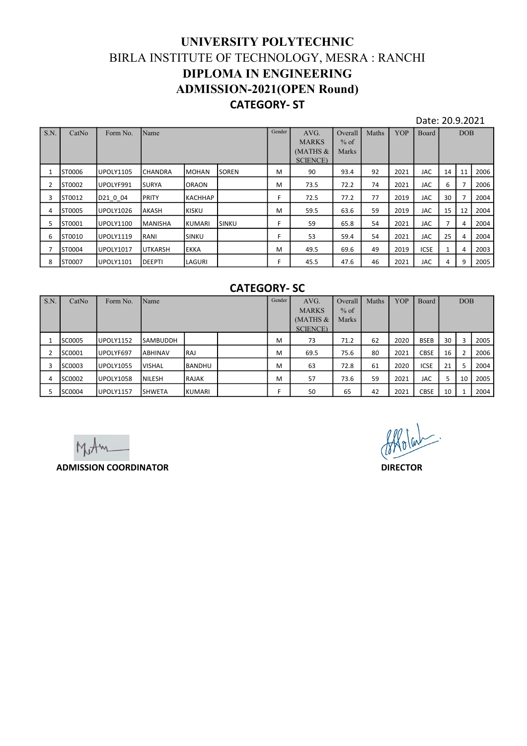# UNIVERSITY POLYTECHNIC

## BIRLA INSTITUTE OF TECHNOLOGY, MESRA : RANCHI

## DIPLOMA IN ENGINEERING

## ADMISSION-2021(OPEN Round)

### CATEGORY- ST

Date: 20.9.2021

| S.N. | CatNo | Form No. | Name | | | Gender | AVG. MARKS (MATHS & SCIENCE) | Overall % of Marks | Maths | YOP | Board | DOB | | |
|---|---|---|---|---|---|---|---|---|---|---|---|---|---|---|
| 1 | ST0006 | UPOLY1105 | CHANDRA | MOHAN | SOREN | M | 90 | 93.4 | 92 | 2021 | JAC | 14 | 11 | 2006 |
| 2 | ST0002 | UPOLYF991 | SURYA | ORAON | | M | 73.5 | 72.2 | 74 | 2021 | JAC | 6 | 7 | 2006 |
| 3 | ST0012 | D21_0_04 | PRITY | KACHHAP | | F | 72.5 | 77.2 | 77 | 2019 | JAC | 30 | 7 | 2004 |
| 4 | ST0005 | UPOLY1026 | AKASH | KISKU | | M | 59.5 | 63.6 | 59 | 2019 | JAC | 15 | 12 | 2004 |
| 5 | ST0001 | UPOLY1100 | MANISHA | KUMARI | SINKU | F | 59 | 65.8 | 54 | 2021 | JAC | 7 | 4 | 2004 |
| 6 | ST0010 | UPOLY1119 | RANI | SINKU | | F | 53 | 59.4 | 54 | 2021 | JAC | 25 | 4 | 2004 |
| 7 | ST0004 | UPOLY1017 | UTKARSH | EKKA | | M | 49.5 | 69.6 | 49 | 2019 | ICSE | 1 | 4 | 2003 |
| 8 | ST0007 | UPOLY1101 | DEEPTI | LAGURI | | F | 45.5 | 47.6 | 46 | 2021 | JAC | 4 | 9 | 2005 |

### CATEGORY- SC

| S.N. | CatNo | Form No. | Name | | | Gender | AVG. MARKS (MATHS & SCIENCE) | Overall % of Marks | Maths | YOP | Board | DOB | | |
|---|---|---|---|---|---|---|---|---|---|---|---|---|---|---|
| 1 | SC0005 | UPOLY1152 | SAMBUDDH | | | M | 73 | 71.2 | 62 | 2020 | BSEB | 30 | 3 | 2005 |
| 2 | SC0001 | UPOLYF697 | ABHINAV | RAJ | | M | 69.5 | 75.6 | 80 | 2021 | CBSE | 16 | 2 | 2006 |
| 3 | SC0003 | UPOLY1055 | VISHAL | BANDHU | | M | 63 | 72.8 | 61 | 2020 | ICSE | 21 | 5 | 2004 |
| 4 | SC0002 | UPOLY1058 | NILESH | RAJAK | | M | 57 | 73.6 | 59 | 2021 | JAC | 5 | 10 | 2005 |
| 5 | SC0004 | UPOLY1157 | SHWETA | KUMARI | | F | 50 | 65 | 42 | 2021 | CBSE | 10 | 1 | 2004 |

**ADMISSION COORDINATOR** **DIRECTOR**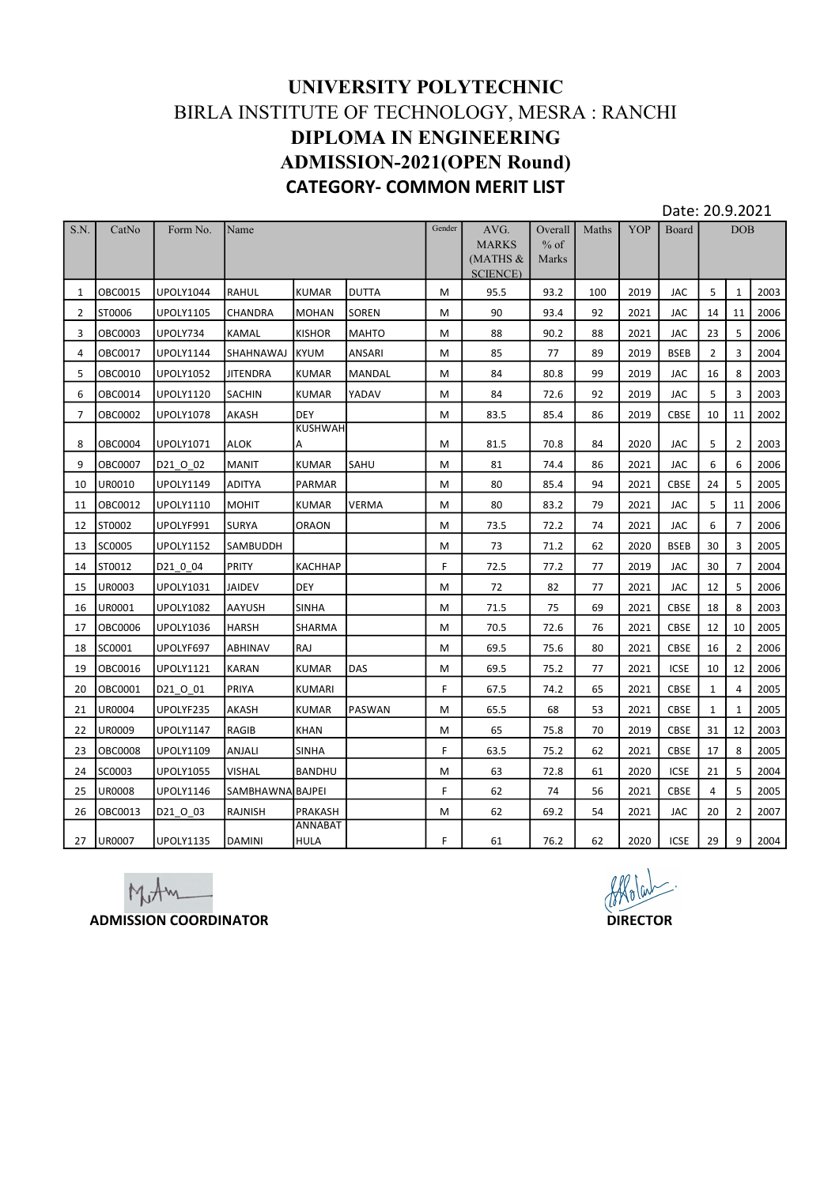# UNIVERSITY POLYTECHNIC

## BIRLA INSTITUTE OF TECHNOLOGY, MESRA : RANCHI

## DIPLOMA IN ENGINEERING

## ADMISSION-2021(OPEN Round)

### CATEGORY- COMMON MERIT LIST

Date: 20.9.2021

| S.N. | CatNo | Form No. | Name | | | Gender | AVG. MARKS (MATHS & SCIENCE) | Overall % of Marks | Maths | YOP | Board | DOB | | |
|---|---|---|---|---|---|---|---|---|---|---|---|---|---|---|
| 1 | OBC0015 | UPOLY1044 | RAHUL | KUMAR | DUTTA | M | 95.5 | 93.2 | 100 | 2019 | JAC | 5 | 1 | 2003 |
| 2 | ST0006 | UPOLY1105 | CHANDRA | MOHAN | SOREN | M | 90 | 93.4 | 92 | 2021 | JAC | 14 | 11 | 2006 |
| 3 | OBC0003 | UPOLY734 | KAMAL | KISHOR | MAHTO | M | 88 | 90.2 | 88 | 2021 | JAC | 23 | 5 | 2006 |
| 4 | OBC0017 | UPOLY1144 | SHAHNAWAJ | KYUM | ANSARI | M | 85 | 77 | 89 | 2019 | BSEB | 2 | 3 | 2004 |
| 5 | OBC0010 | UPOLY1052 | JITENDRA | KUMAR | MANDAL | M | 84 | 80.8 | 99 | 2019 | JAC | 16 | 8 | 2003 |
| 6 | OBC0014 | UPOLY1120 | SACHIN | KUMAR | YADAV | M | 84 | 72.6 | 92 | 2019 | JAC | 5 | 3 | 2003 |
| 7 | OBC0002 | UPOLY1078 | AKASH | DEY | | M | 83.5 | 85.4 | 86 | 2019 | CBSE | 10 | 11 | 2002 |
| 8 | OBC0004 | UPOLY1071 | ALOK | KUSHWAHA | | M | 81.5 | 70.8 | 84 | 2020 | JAC | 5 | 2 | 2003 |
| 9 | OBC0007 | D21_O_02 | MANIT | KUMAR | SAHU | M | 81 | 74.4 | 86 | 2021 | JAC | 6 | 6 | 2006 |
| 10 | UR0010 | UPOLY1149 | ADITYA | PARMAR | | M | 80 | 85.4 | 94 | 2021 | CBSE | 24 | 5 | 2005 |
| 11 | OBC0012 | UPOLY1110 | MOHIT | KUMAR | VERMA | M | 80 | 83.2 | 79 | 2021 | JAC | 5 | 11 | 2006 |
| 12 | ST0002 | UPOLYF991 | SURYA | ORAON | | M | 73.5 | 72.2 | 74 | 2021 | JAC | 6 | 7 | 2006 |
| 13 | SC0005 | UPOLY1152 | SAMBUDDH | | | M | 73 | 71.2 | 62 | 2020 | BSEB | 30 | 3 | 2005 |
| 14 | ST0012 | D21_0_04 | PRITY | KACHHAP | | F | 72.5 | 77.2 | 77 | 2019 | JAC | 30 | 7 | 2004 |
| 15 | UR0003 | UPOLY1031 | JAIDEV | DEY | | M | 72 | 82 | 77 | 2021 | JAC | 12 | 5 | 2006 |
| 16 | UR0001 | UPOLY1082 | AAYUSH | SINHA | | M | 71.5 | 75 | 69 | 2021 | CBSE | 18 | 8 | 2003 |
| 17 | OBC0006 | UPOLY1036 | HARSH | SHARMA | | M | 70.5 | 72.6 | 76 | 2021 | CBSE | 12 | 10 | 2005 |
| 18 | SC0001 | UPOLYF697 | ABHINAV | RAJ | | M | 69.5 | 75.6 | 80 | 2021 | CBSE | 16 | 2 | 2006 |
| 19 | OBC0016 | UPOLY1121 | KARAN | KUMAR | DAS | M | 69.5 | 75.2 | 77 | 2021 | ICSE | 10 | 12 | 2006 |
| 20 | OBC0001 | D21_O_01 | PRIYA | KUMARI | | F | 67.5 | 74.2 | 65 | 2021 | CBSE | 1 | 4 | 2005 |
| 21 | UR0004 | UPOLYF235 | AKASH | KUMAR | PASWAN | M | 65.5 | 68 | 53 | 2021 | CBSE | 1 | 1 | 2005 |
| 22 | UR0009 | UPOLY1147 | RAGIB | KHAN | | M | 65 | 75.8 | 70 | 2019 | CBSE | 31 | 12 | 2003 |
| 23 | OBC0008 | UPOLY1109 | ANJALI | SINHA | | F | 63.5 | 75.2 | 62 | 2021 | CBSE | 17 | 8 | 2005 |
| 24 | SC0003 | UPOLY1055 | VISHAL | BANDHU | | M | 63 | 72.8 | 61 | 2020 | ICSE | 21 | 5 | 2004 |
| 25 | UR0008 | UPOLY1146 | SAMBHAWNA | BAJPEI | | F | 62 | 74 | 56 | 2021 | CBSE | 4 | 5 | 2005 |
| 26 | OBC0013 | D21_O_03 | RAJNISH | PRAKASH | | M | 62 | 69.2 | 54 | 2021 | JAC | 20 | 2 | 2007 |
| 27 | UR0007 | UPOLY1135 | DAMINI | ANNABATHULA | | F | 61 | 76.2 | 62 | 2020 | ICSE | 29 | 9 | 2004 |

**ADMISSION COORDINATOR** **DIRECTOR**